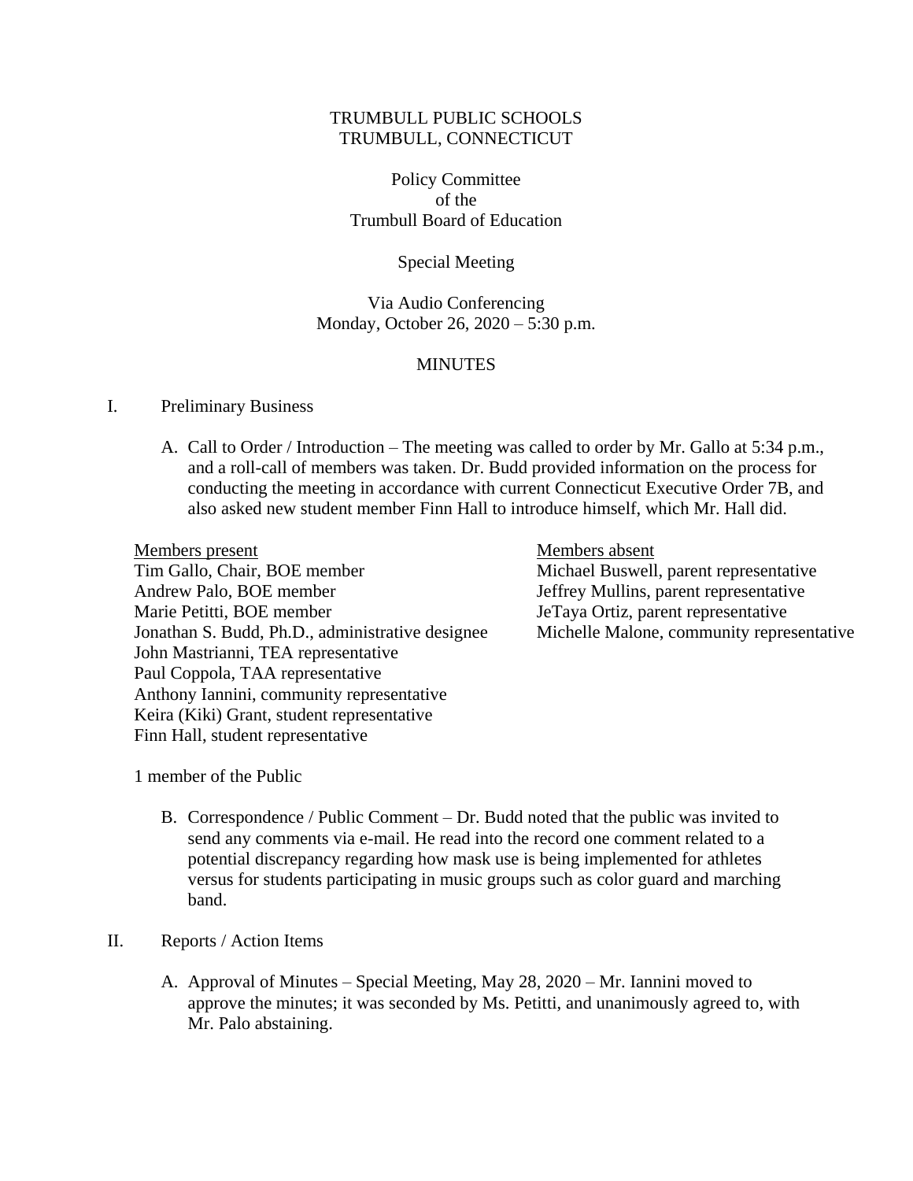TRUMBULL PUBLIC SCHOOLS
TRUMBULL, CONNECTICUT

Policy Committee
of the
Trumbull Board of Education

Special Meeting

Via Audio Conferencing
Monday, October 26, 2020 – 5:30 p.m.

MINUTES

I. Preliminary Business

A. Call to Order / Introduction – The meeting was called to order by Mr. Gallo at 5:34 p.m., and a roll-call of members was taken. Dr. Budd provided information on the process for conducting the meeting in accordance with current Connecticut Executive Order 7B, and also asked new student member Finn Hall to introduce himself, which Mr. Hall did.

| Members present | Members absent |
|---|---|
| Tim Gallo, Chair, BOE member | Michael Buswell, parent representative |
| Andrew Palo, BOE member | Jeffrey Mullins, parent representative |
| Marie Petitti, BOE member | JeTaya Ortiz, parent representative |
| Jonathan S. Budd, Ph.D., administrative designee | Michelle Malone, community representative |
| John Mastrianni, TEA representative | |
| Paul Coppola, TAA representative | |
| Anthony Iannini, community representative | |
| Keira (Kiki) Grant, student representative | |
| Finn Hall, student representative | |

1 member of the Public

B. Correspondence / Public Comment – Dr. Budd noted that the public was invited to send any comments via e-mail. He read into the record one comment related to a potential discrepancy regarding how mask use is being implemented for athletes versus for students participating in music groups such as color guard and marching band.

II. Reports / Action Items

A. Approval of Minutes – Special Meeting, May 28, 2020 – Mr. Iannini moved to approve the minutes; it was seconded by Ms. Petitti, and unanimously agreed to, with Mr. Palo abstaining.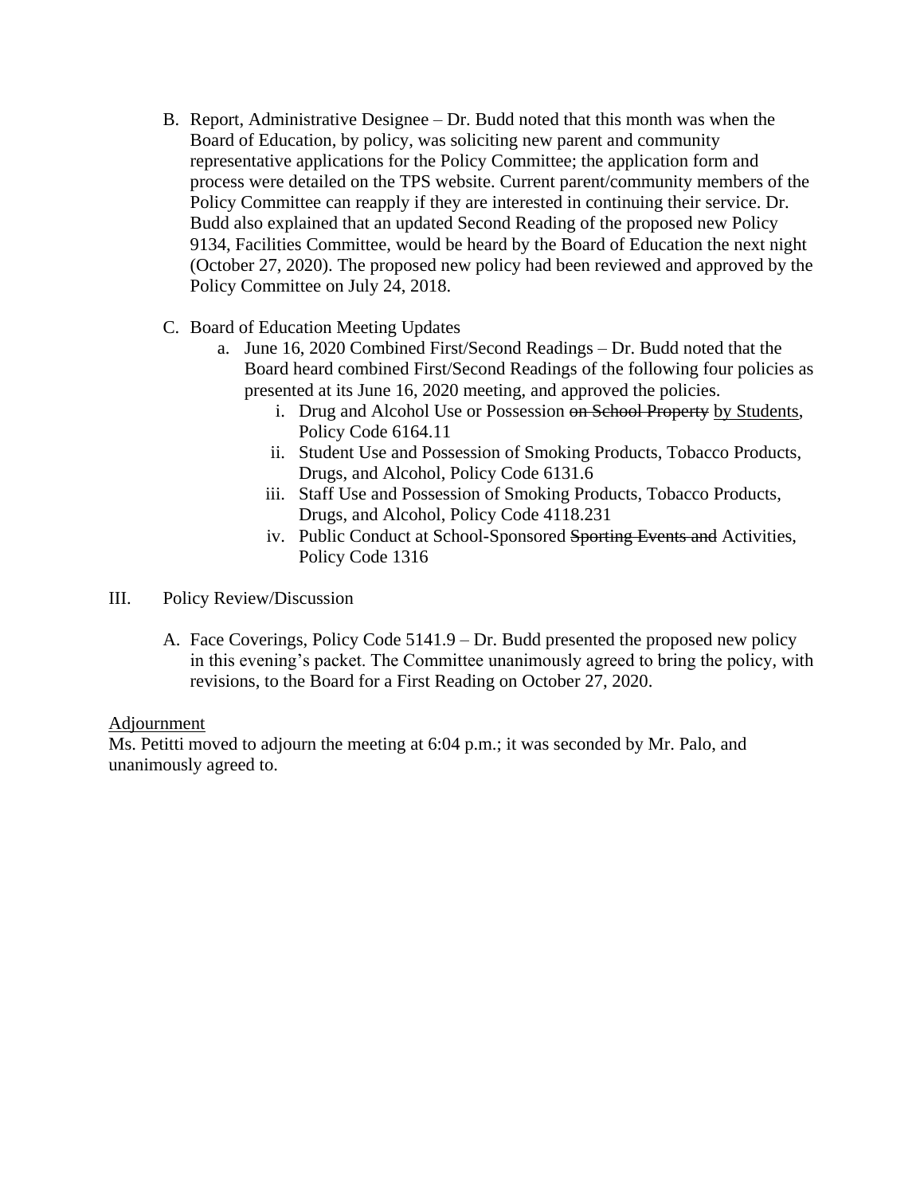B. Report, Administrative Designee – Dr. Budd noted that this month was when the Board of Education, by policy, was soliciting new parent and community representative applications for the Policy Committee; the application form and process were detailed on the TPS website. Current parent/community members of the Policy Committee can reapply if they are interested in continuing their service. Dr. Budd also explained that an updated Second Reading of the proposed new Policy 9134, Facilities Committee, would be heard by the Board of Education the next night (October 27, 2020). The proposed new policy had been reviewed and approved by the Policy Committee on July 24, 2018.

C. Board of Education Meeting Updates

   a. June 16, 2020 Combined First/Second Readings – Dr. Budd noted that the Board heard combined First/Second Readings of the following four policies as presented at its June 16, 2020 meeting, and approved the policies.

      i. Drug and Alcohol Use or Possession ~~on School Property~~ <u>by Students</u>, Policy Code 6164.11

      ii. Student Use and Possession of Smoking Products, Tobacco Products, Drugs, and Alcohol, Policy Code 6131.6

      iii. Staff Use and Possession of Smoking Products, Tobacco Products, Drugs, and Alcohol, Policy Code 4118.231

      iv. Public Conduct at School-Sponsored ~~Sporting Events and~~ Activities, Policy Code 1316

III. Policy Review/Discussion

A. Face Coverings, Policy Code 5141.9 – Dr. Budd presented the proposed new policy in this evening's packet. The Committee unanimously agreed to bring the policy, with revisions, to the Board for a First Reading on October 27, 2020.

<u>Adjournment</u>

Ms. Petitti moved to adjourn the meeting at 6:04 p.m.; it was seconded by Mr. Palo, and unanimously agreed to.